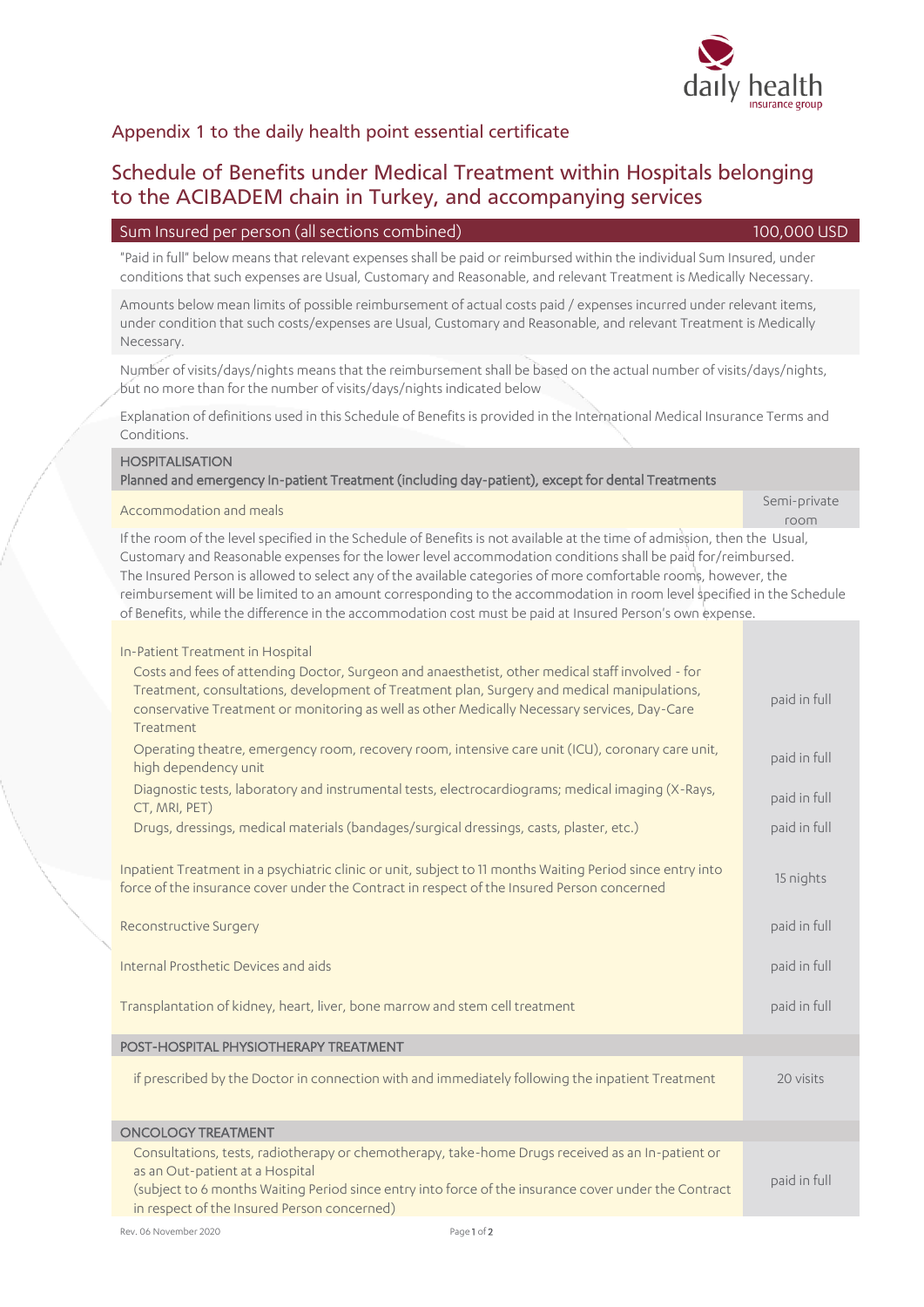## Appendix 1 to the daily health point essential certificate

# Schedule of Benefits under Medical Treatment within Hospitals belonging to the ACIBADEM chain in Turkey, and accompanying services

| Sum Insured per person (all sections combined) | 100,000 USD |
|---|---|

"Paid in full" below means that relevant expenses shall be paid or reimbursed within the individual Sum Insured, under conditions that such expenses are Usual, Customary and Reasonable, and relevant Treatment is Medically Necessary.

Amounts below mean limits of possible reimbursement of actual costs paid / expenses incurred under relevant items, under condition that such costs/expenses are Usual, Customary and Reasonable, and relevant Treatment is Medically Necessary.

Number of visits/days/nights means that the reimbursement shall be based on the actual number of visits/days/nights, but no more than for the number of visits/days/nights indicated below

Explanation of definitions used in this Schedule of Benefits is provided in the International Medical Insurance Terms and Conditions.

| HOSPITALISATION<br>Planned and emergency In-patient Treatment (including day-patient), except for dental Treatments | |
|---|---|
| Accommodation and meals | Semi-private room |
| If the room of the level specified in the Schedule of Benefits is not available at the time of admission, then the Usual, Customary and Reasonable expenses for the lower level accommodation conditions shall be paid for/reimbursed. The Insured Person is allowed to select any of the available categories of more comfortable rooms, however, the reimbursement will be limited to an amount corresponding to the accommodation in room level specified in the Schedule of Benefits, while the difference in the accommodation cost must be paid at Insured Person's own expense. | |
| In-Patient Treatment in Hospital | |
| Costs and fees of attending Doctor, Surgeon and anaesthetist, other medical staff involved - for Treatment, consultations, development of Treatment plan, Surgery and medical manipulations, conservative Treatment or monitoring as well as other Medically Necessary services, Day-Care Treatment | paid in full |
| Operating theatre, emergency room, recovery room, intensive care unit (ICU), coronary care unit, high dependency unit | paid in full |
| Diagnostic tests, laboratory and instrumental tests, electrocardiograms; medical imaging (X-Rays, CT, MRI, PET) | paid in full |
| Drugs, dressings, medical materials (bandages/surgical dressings, casts, plaster, etc.) | paid in full |
| Inpatient Treatment in a psychiatric clinic or unit, subject to 11 months Waiting Period since entry into force of the insurance cover under the Contract in respect of the Insured Person concerned | 15 nights |
| Reconstructive Surgery | paid in full |
| Internal Prosthetic Devices and aids | paid in full |
| Transplantation of kidney, heart, liver, bone marrow and stem cell treatment | paid in full |
| **POST-HOSPITAL PHYSIOTHERAPY TREATMENT** | |
| if prescribed by the Doctor in connection with and immediately following the inpatient Treatment | 20 visits |
| **ONCOLOGY TREATMENT** | |
| Consultations, tests, radiotherapy or chemotherapy, take-home Drugs received as an In-patient or as an Out-patient at a Hospital<br>(subject to 6 months Waiting Period since entry into force of the insurance cover under the Contract in respect of the Insured Person concerned) | paid in full |

Rev. 06 November 2020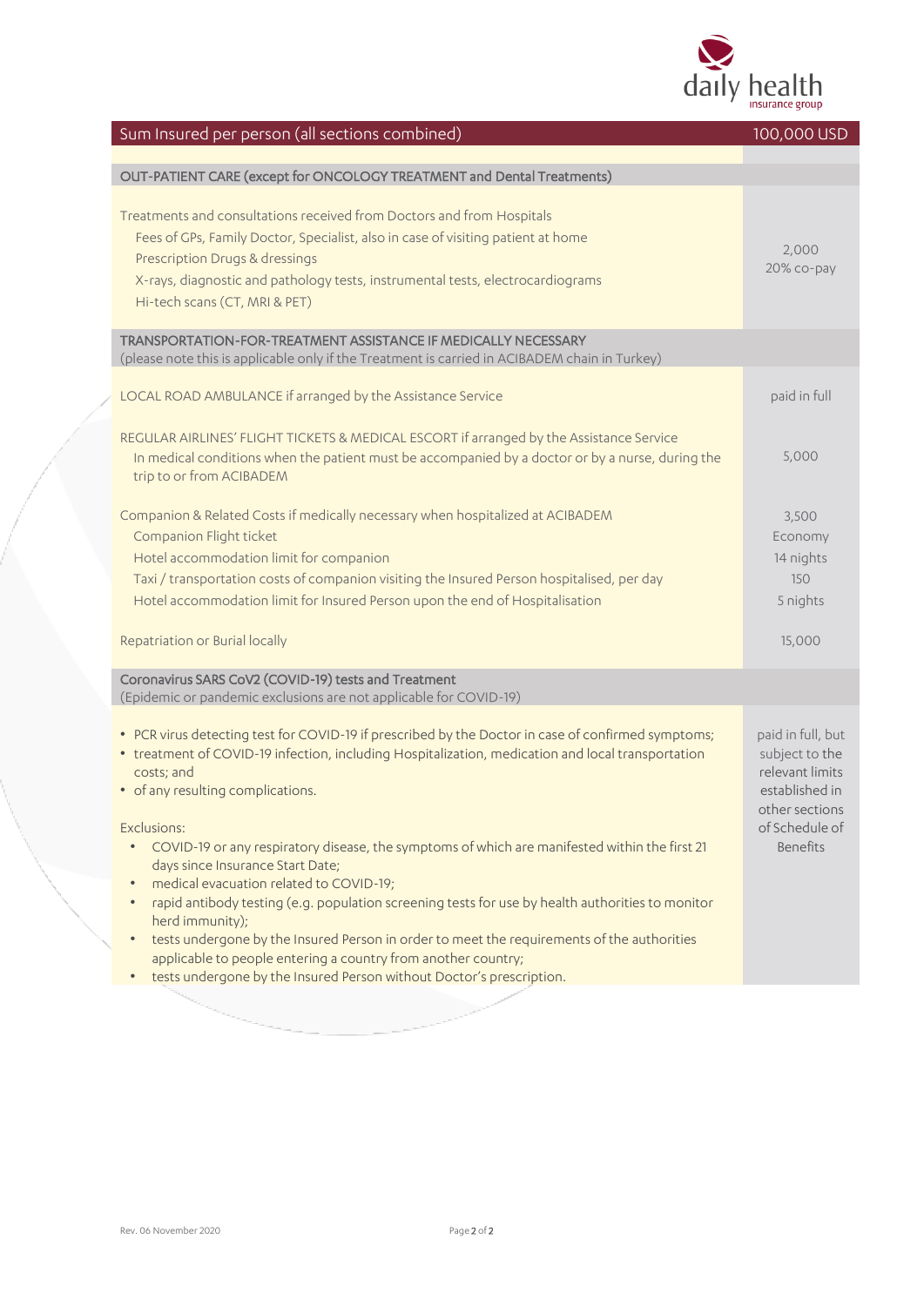| Sum Insured per person (all sections combined) | 100,000 USD |
|---|---|
| **OUT-PATIENT CARE (except for ONCOLOGY TREATMENT and Dental Treatments)** | |
| Treatments and consultations received from Doctors and from Hospitals<br>Fees of GPs, Family Doctor, Specialist, also in case of visiting patient at home<br>Prescription Drugs & dressings<br>X-rays, diagnostic and pathology tests, instrumental tests, electrocardiograms<br>Hi-tech scans (CT, MRI & PET) | 2,000<br>20% co-pay |
| **TRANSPORTATION-FOR-TREATMENT ASSISTANCE IF MEDICALLY NECESSARY**<br>(please note this is applicable only if the Treatment is carried in ACIBADEM chain in Turkey) | |
| LOCAL ROAD AMBULANCE if arranged by the Assistance Service | paid in full |
| REGULAR AIRLINES' FLIGHT TICKETS & MEDICAL ESCORT if arranged by the Assistance Service<br>In medical conditions when the patient must be accompanied by a doctor or by a nurse, during the trip to or from ACIBADEM | 5,000 |
| Companion & Related Costs if medically necessary when hospitalized at ACIBADEM<br>Companion Flight ticket<br>Hotel accommodation limit for companion<br>Taxi / transportation costs of companion visiting the Insured Person hospitalised, per day<br>Hotel accommodation limit for Insured Person upon the end of Hospitalisation | 3,500<br>Economy<br>14 nights<br>150<br>5 nights |
| Repatriation or Burial locally | 15,000 |
| **Coronavirus SARS CoV2 (COVID-19) tests and Treatment**<br>(Epidemic or pandemic exclusions are not applicable for COVID-19) | |
| • PCR virus detecting test for COVID-19 if prescribed by the Doctor in case of confirmed symptoms;<br>• treatment of COVID-19 infection, including Hospitalization, medication and local transportation costs; and<br>• of any resulting complications.<br><br>Exclusions:<br>• COVID-19 or any respiratory disease, the symptoms of which are manifested within the first 21 days since Insurance Start Date;<br>• medical evacuation related to COVID-19;<br>• rapid antibody testing (e.g. population screening tests for use by health authorities to monitor herd immunity);<br>• tests undergone by the Insured Person in order to meet the requirements of the authorities applicable to people entering a country from another country;<br>• tests undergone by the Insured Person without Doctor's prescription. | paid in full, but subject to the relevant limits established in other sections of Schedule of Benefits |

Rev. 06 November 2020